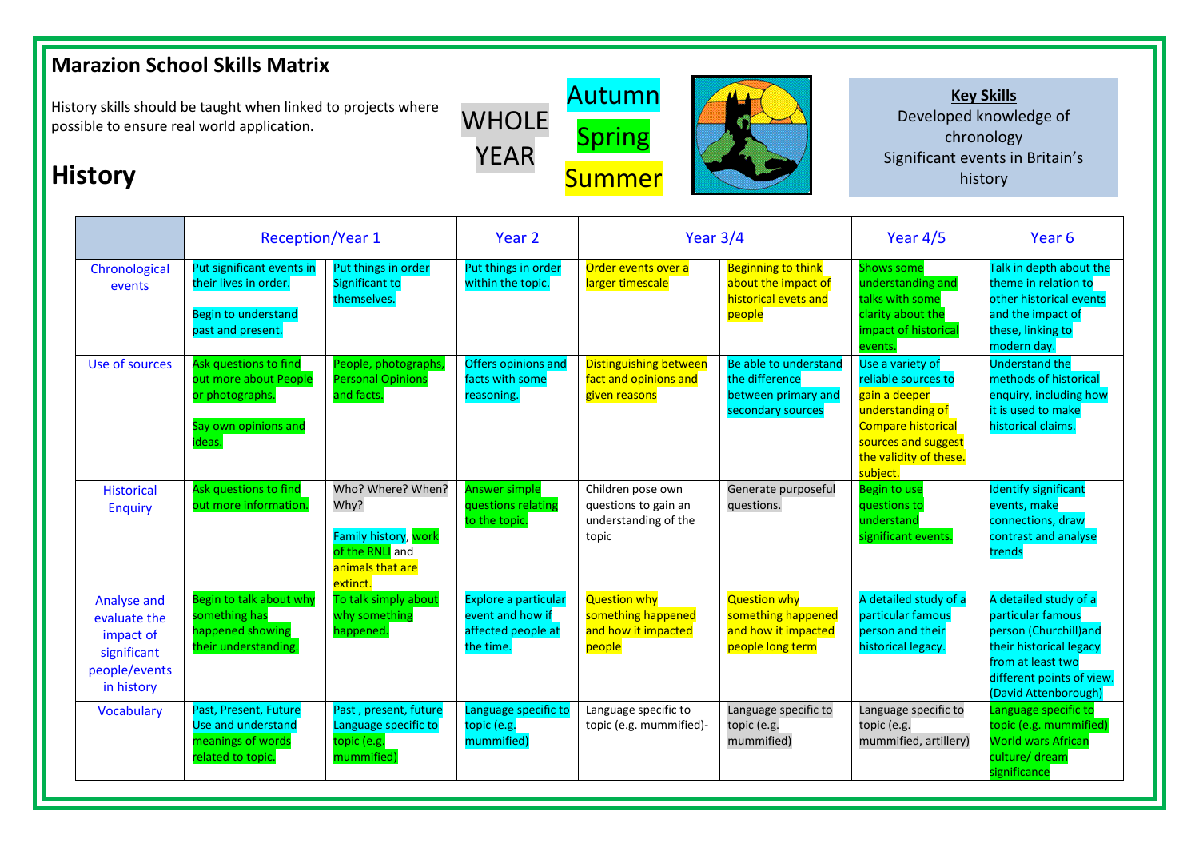# Marazion School Skills Matrix

History skills should be taught when linked to projects where possible to ensure real world application.

## History

WHOLE YEAR

Autumn

Spring

Summer

**Key Skills**

Developed knowledge of chronology

Significant events in Britain's history

| | Reception/Year 1 | | Year 2 | Year 3/4 | | Year 4/5 | Year 6 |
|---|---|---|---|---|---|---|---|
| Chronological events | Put significant events in their lives in order.<br><br>Begin to understand past and present. | Put things in order Significant to themselves. | Put things in order within the topic. | Order events over a larger timescale | Beginning to think about the impact of historical evets and people | Shows some understanding and talks with some clarity about the impact of historical events. | Talk in depth about the theme in relation to other historical events and the impact of these, linking to modern day. |
| Use of sources | Ask questions to find out more about People or photographs.<br><br>Say own opinions and ideas. | People, photographs, Personal Opinions and facts. | Offers opinions and facts with some reasoning. | Distinguishing between fact and opinions and given reasons | Be able to understand the difference between primary and secondary sources | Use a variety of reliable sources to gain a deeper understanding of Compare historical sources and suggest the validity of these. subject. | Understand the methods of historical enquiry, including how it is used to make historical claims. |
| Historical Enquiry | Ask questions to find out more information. | Who? Where? When? Why?<br><br>Family history, work of the RNLI and animals that are extinct. | Answer simple questions relating to the topic. | Children pose own questions to gain an understanding of the topic | Generate purposeful questions. | Begin to use questions to understand significant events. | Identify significant events, make connections, draw contrast and analyse trends |
| Analyse and evaluate the impact of significant people/events in history | Begin to talk about why something has happened showing their understanding. | To talk simply about why something happened. | Explore a particular event and how if affected people at the time. | Question why something happened and how it impacted people | Question why something happened and how it impacted people long term | A detailed study of a particular famous person and their historical legacy. | A detailed study of a particular famous person (Churchill)and their historical legacy from at least two different points of view. (David Attenborough) |
| Vocabulary | Past, Present, Future Use and understand meanings of words related to topic. | Past , present, future Language specific to topic (e.g. mummified) | Language specific to topic (e.g. mummified) | Language specific to topic (e.g. mummified)- | Language specific to topic (e.g. mummified) | Language specific to topic (e.g. mummified, artillery) | Language specific to topic (e.g. mummified) World wars African culture/ dream significance |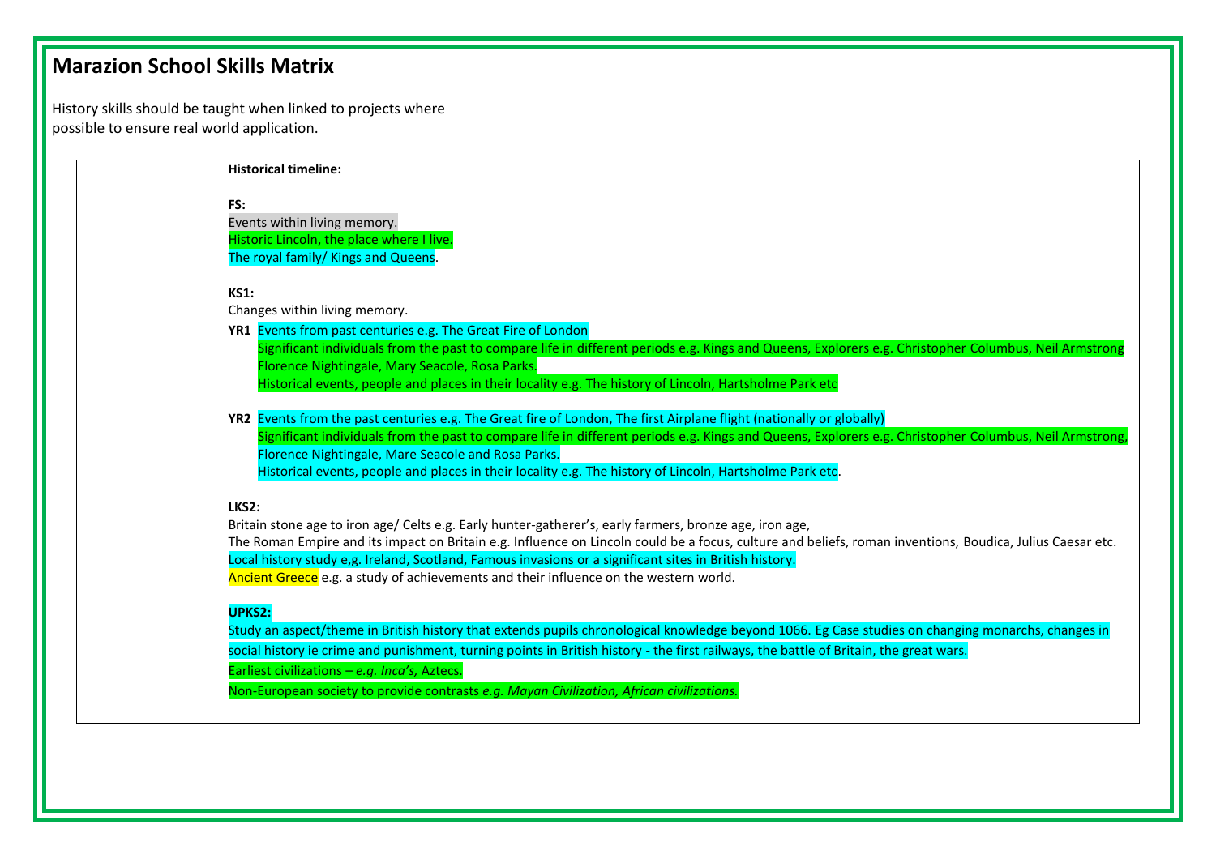# Marazion School Skills Matrix

History skills should be taught when linked to projects where possible to ensure real world application.

| | |
|---|---|
| | **Historical timeline:**<br><br>**FS:**<br>Events within living memory.<br>Historic Lincoln, the place where I live.<br>The royal family/ Kings and Queens.<br><br>**KS1:**<br>Changes within living memory.<br>**YR1** Events from past centuries e.g. The Great Fire of London<br>Significant individuals from the past to compare life in different periods e.g. Kings and Queens, Explorers e.g. Christopher Columbus, Neil Armstrong Florence Nightingale, Mary Seacole, Rosa Parks.<br>Historical events, people and places in their locality e.g. The history of Lincoln, Hartsholme Park etc<br><br>**YR2** Events from the past centuries e.g. The Great fire of London, The first Airplane flight (nationally or globally)<br>Significant individuals from the past to compare life in different periods e.g. Kings and Queens, Explorers e.g. Christopher Columbus, Neil Armstrong, Florence Nightingale, Mare Seacole and Rosa Parks.<br>Historical events, people and places in their locality e.g. The history of Lincoln, Hartsholme Park etc.<br><br>**LKS2:**<br>Britain stone age to iron age/ Celts e.g. Early hunter-gatherer's, early farmers, bronze age, iron age,<br>The Roman Empire and its impact on Britain e.g. Influence on Lincoln could be a focus, culture and beliefs, roman inventions, Boudica, Julius Caesar etc.<br>Local history study e,g. Ireland, Scotland, Famous invasions or a significant sites in British history.<br>Ancient Greece e.g. a study of achievements and their influence on the western world.<br><br>**UPKS2:**<br>Study an aspect/theme in British history that extends pupils chronological knowledge beyond 1066. Eg Case studies on changing monarchs, changes in social history ie crime and punishment, turning points in British history - the first railways, the battle of Britain, the great wars.<br>Earliest civilizations – *e.g. Inca's,* Aztecs.<br>Non-European society to provide contrasts *e.g. Mayan Civilization, African civilizations.* |